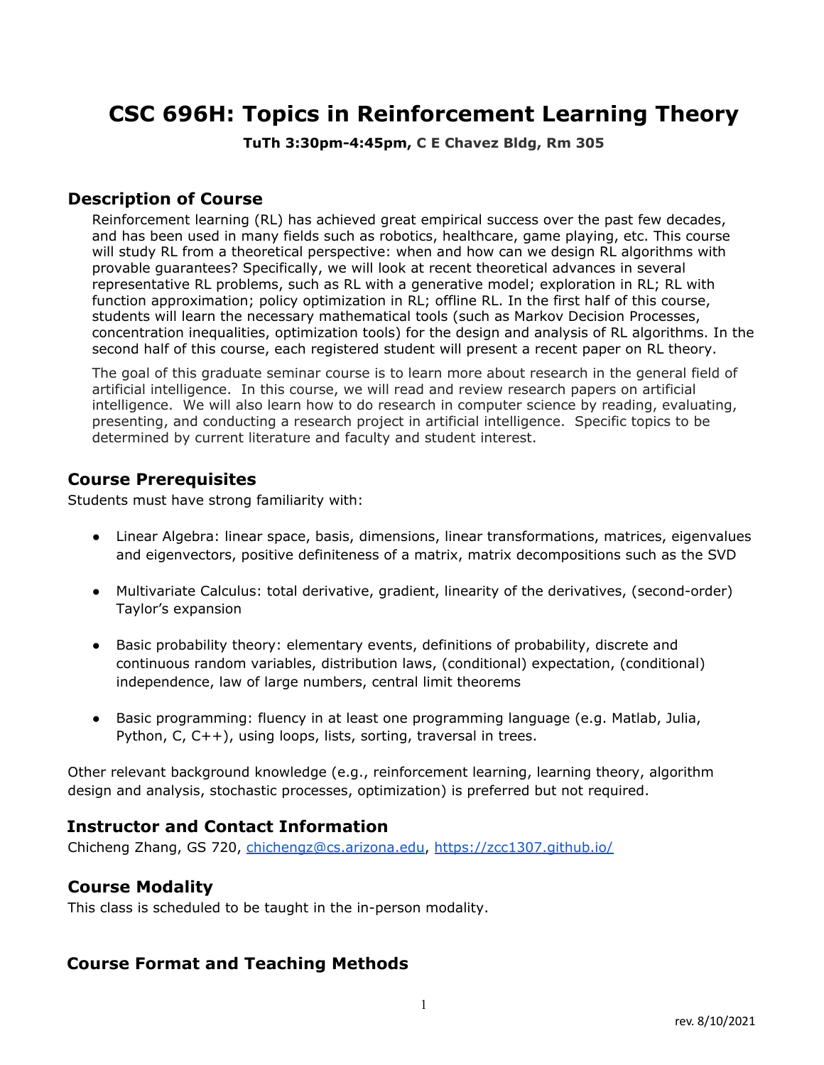# CSC 696H: Topics in Reinforcement Learning Theory

**TuTh 3:30pm-4:45pm, C E Chavez Bldg, Rm 305**

## Description of Course

Reinforcement learning (RL) has achieved great empirical success over the past few decades, and has been used in many fields such as robotics, healthcare, game playing, etc. This course will study RL from a theoretical perspective: when and how can we design RL algorithms with provable guarantees? Specifically, we will look at recent theoretical advances in several representative RL problems, such as RL with a generative model; exploration in RL; RL with function approximation; policy optimization in RL; offline RL. In the first half of this course, students will learn the necessary mathematical tools (such as Markov Decision Processes, concentration inequalities, optimization tools) for the design and analysis of RL algorithms. In the second half of this course, each registered student will present a recent paper on RL theory.

The goal of this graduate seminar course is to learn more about research in the general field of artificial intelligence. In this course, we will read and review research papers on artificial intelligence. We will also learn how to do research in computer science by reading, evaluating, presenting, and conducting a research project in artificial intelligence. Specific topics to be determined by current literature and faculty and student interest.

## Course Prerequisites

Students must have strong familiarity with:

- Linear Algebra: linear space, basis, dimensions, linear transformations, matrices, eigenvalues and eigenvectors, positive definiteness of a matrix, matrix decompositions such as the SVD
- Multivariate Calculus: total derivative, gradient, linearity of the derivatives, (second-order) Taylor's expansion
- Basic probability theory: elementary events, definitions of probability, discrete and continuous random variables, distribution laws, (conditional) expectation, (conditional) independence, law of large numbers, central limit theorems
- Basic programming: fluency in at least one programming language (e.g. Matlab, Julia, Python, C, C++), using loops, lists, sorting, traversal in trees.

Other relevant background knowledge (e.g., reinforcement learning, learning theory, algorithm design and analysis, stochastic processes, optimization) is preferred but not required.

## Instructor and Contact Information

Chicheng Zhang, GS 720, chichengz@cs.arizona.edu, https://zcc1307.github.io/

## Course Modality

This class is scheduled to be taught in the in-person modality.

## Course Format and Teaching Methods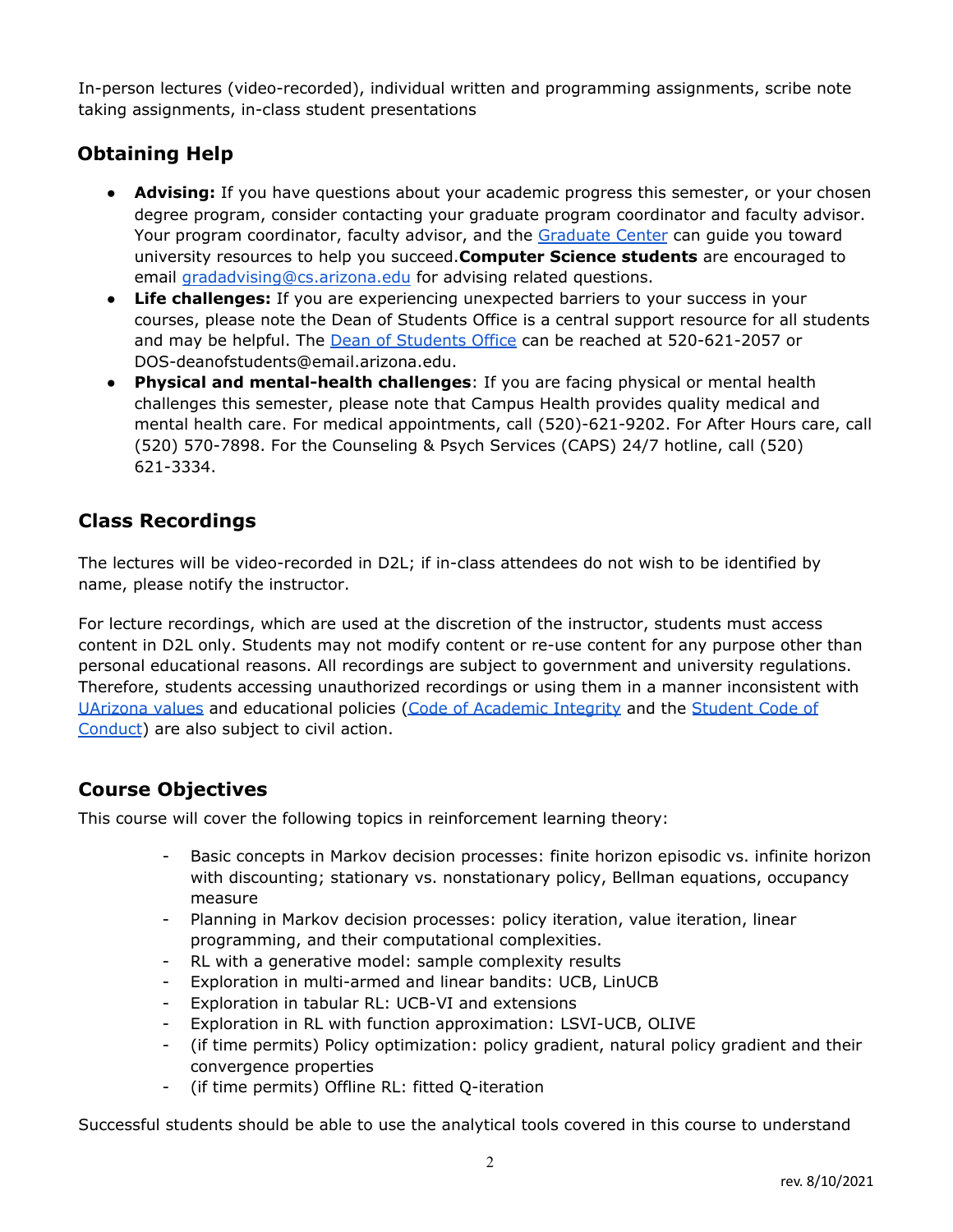In-person lectures (video-recorded), individual written and programming assignments, scribe note taking assignments, in-class student presentations

## Obtaining Help

- **Advising:** If you have questions about your academic progress this semester, or your chosen degree program, consider contacting your graduate program coordinator and faculty advisor. Your program coordinator, faculty advisor, and the Graduate Center can guide you toward university resources to help you succeed.**Computer Science students** are encouraged to email gradadvising@cs.arizona.edu for advising related questions.
- **Life challenges:** If you are experiencing unexpected barriers to your success in your courses, please note the Dean of Students Office is a central support resource for all students and may be helpful. The Dean of Students Office can be reached at 520-621-2057 or DOS-deanofstudents@email.arizona.edu.
- **Physical and mental-health challenges**: If you are facing physical or mental health challenges this semester, please note that Campus Health provides quality medical and mental health care. For medical appointments, call (520)-621-9202. For After Hours care, call (520) 570-7898. For the Counseling & Psych Services (CAPS) 24/7 hotline, call (520) 621-3334.

## Class Recordings

The lectures will be video-recorded in D2L; if in-class attendees do not wish to be identified by name, please notify the instructor.

For lecture recordings, which are used at the discretion of the instructor, students must access content in D2L only. Students may not modify content or re-use content for any purpose other than personal educational reasons. All recordings are subject to government and university regulations. Therefore, students accessing unauthorized recordings or using them in a manner inconsistent with UArizona values and educational policies (Code of Academic Integrity and the Student Code of Conduct) are also subject to civil action.

## Course Objectives

This course will cover the following topics in reinforcement learning theory:

- Basic concepts in Markov decision processes: finite horizon episodic vs. infinite horizon with discounting; stationary vs. nonstationary policy, Bellman equations, occupancy measure
- Planning in Markov decision processes: policy iteration, value iteration, linear programming, and their computational complexities.
- RL with a generative model: sample complexity results
- Exploration in multi-armed and linear bandits: UCB, LinUCB
- Exploration in tabular RL: UCB-VI and extensions
- Exploration in RL with function approximation: LSVI-UCB, OLIVE
- (if time permits) Policy optimization: policy gradient, natural policy gradient and their convergence properties
- (if time permits) Offline RL: fitted Q-iteration

Successful students should be able to use the analytical tools covered in this course to understand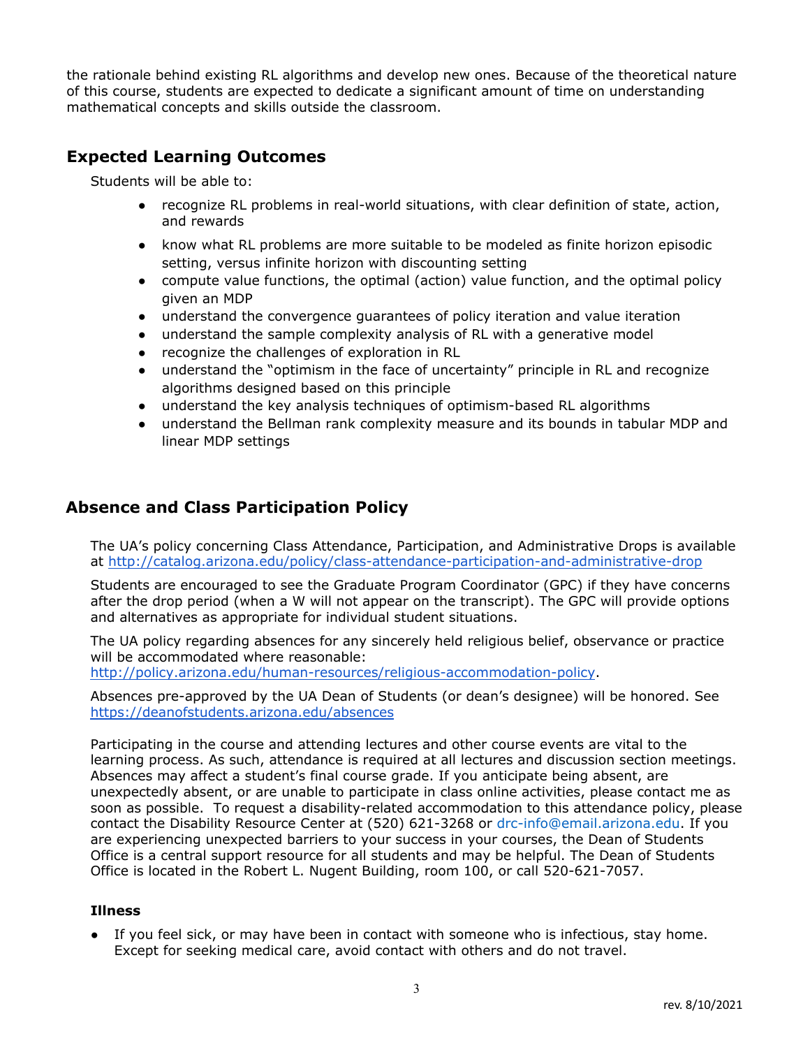the rationale behind existing RL algorithms and develop new ones. Because of the theoretical nature of this course, students are expected to dedicate a significant amount of time on understanding mathematical concepts and skills outside the classroom.

## Expected Learning Outcomes

Students will be able to:

- recognize RL problems in real-world situations, with clear definition of state, action, and rewards
- know what RL problems are more suitable to be modeled as finite horizon episodic setting, versus infinite horizon with discounting setting
- compute value functions, the optimal (action) value function, and the optimal policy given an MDP
- understand the convergence guarantees of policy iteration and value iteration
- understand the sample complexity analysis of RL with a generative model
- recognize the challenges of exploration in RL
- understand the "optimism in the face of uncertainty" principle in RL and recognize algorithms designed based on this principle
- understand the key analysis techniques of optimism-based RL algorithms
- understand the Bellman rank complexity measure and its bounds in tabular MDP and linear MDP settings

## Absence and Class Participation Policy

The UA's policy concerning Class Attendance, Participation, and Administrative Drops is available at http://catalog.arizona.edu/policy/class-attendance-participation-and-administrative-drop

Students are encouraged to see the Graduate Program Coordinator (GPC) if they have concerns after the drop period (when a W will not appear on the transcript). The GPC will provide options and alternatives as appropriate for individual student situations.

The UA policy regarding absences for any sincerely held religious belief, observance or practice will be accommodated where reasonable: http://policy.arizona.edu/human-resources/religious-accommodation-policy.

Absences pre-approved by the UA Dean of Students (or dean's designee) will be honored. See https://deanofstudents.arizona.edu/absences

Participating in the course and attending lectures and other course events are vital to the learning process. As such, attendance is required at all lectures and discussion section meetings. Absences may affect a student's final course grade. If you anticipate being absent, are unexpectedly absent, or are unable to participate in class online activities, please contact me as soon as possible. To request a disability-related accommodation to this attendance policy, please contact the Disability Resource Center at (520) 621-3268 or drc-info@email.arizona.edu. If you are experiencing unexpected barriers to your success in your courses, the Dean of Students Office is a central support resource for all students and may be helpful. The Dean of Students Office is located in the Robert L. Nugent Building, room 100, or call 520-621-7057.

### Illness

- If you feel sick, or may have been in contact with someone who is infectious, stay home. Except for seeking medical care, avoid contact with others and do not travel.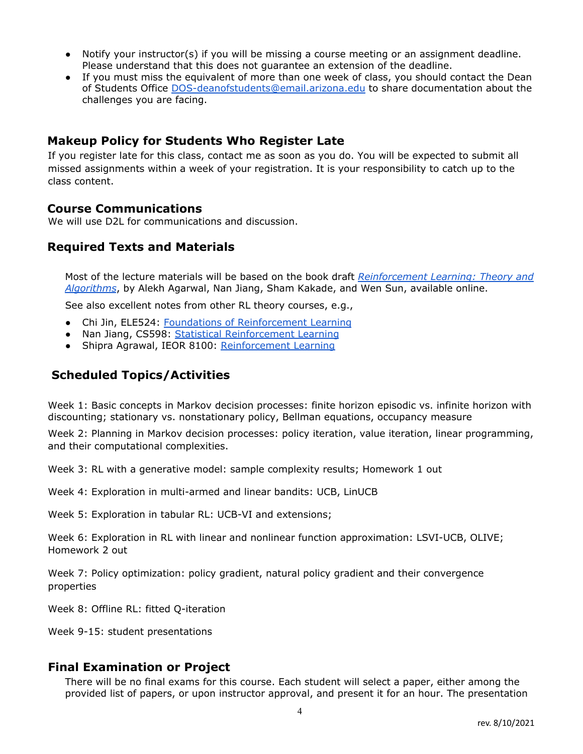- Notify your instructor(s) if you will be missing a course meeting or an assignment deadline. Please understand that this does not guarantee an extension of the deadline.
- If you must miss the equivalent of more than one week of class, you should contact the Dean of Students Office [DOS-deanofstudents@email.arizona.edu](mailto:DOS-deanofstudents@email.arizona.edu) to share documentation about the challenges you are facing.

## Makeup Policy for Students Who Register Late

If you register late for this class, contact me as soon as you do. You will be expected to submit all missed assignments within a week of your registration. It is your responsibility to catch up to the class content.

## Course Communications

We will use D2L for communications and discussion.

## Required Texts and Materials

Most of the lecture materials will be based on the book draft *Reinforcement Learning: Theory and Algorithms*, by Alekh Agarwal, Nan Jiang, Sham Kakade, and Wen Sun, available online.

See also excellent notes from other RL theory courses, e.g.,

- Chi Jin, ELE524: Foundations of Reinforcement Learning
- Nan Jiang, CS598: Statistical Reinforcement Learning
- Shipra Agrawal, IEOR 8100: Reinforcement Learning

## Scheduled Topics/Activities

Week 1: Basic concepts in Markov decision processes: finite horizon episodic vs. infinite horizon with discounting; stationary vs. nonstationary policy, Bellman equations, occupancy measure

Week 2: Planning in Markov decision processes: policy iteration, value iteration, linear programming, and their computational complexities.

Week 3: RL with a generative model: sample complexity results; Homework 1 out

Week 4: Exploration in multi-armed and linear bandits: UCB, LinUCB

Week 5: Exploration in tabular RL: UCB-VI and extensions;

Week 6: Exploration in RL with linear and nonlinear function approximation: LSVI-UCB, OLIVE; Homework 2 out

Week 7: Policy optimization: policy gradient, natural policy gradient and their convergence properties

Week 8: Offline RL: fitted Q-iteration

Week 9-15: student presentations

## Final Examination or Project

There will be no final exams for this course. Each student will select a paper, either among the provided list of papers, or upon instructor approval, and present it for an hour. The presentation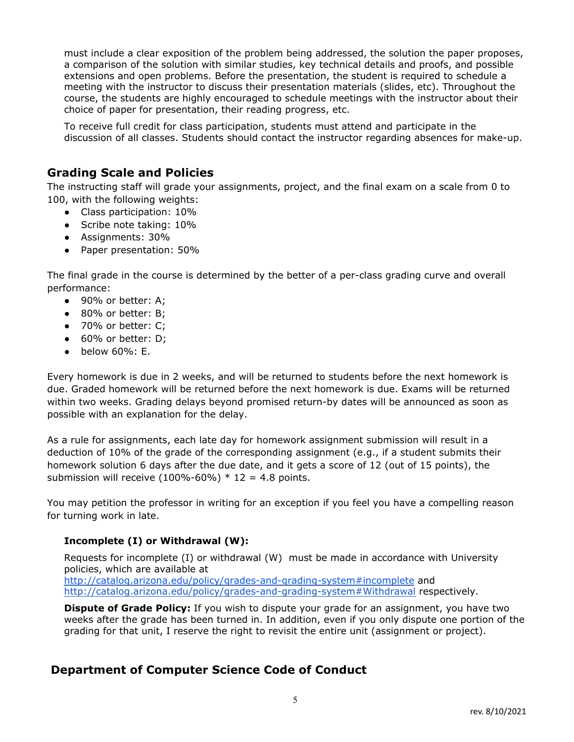must include a clear exposition of the problem being addressed, the solution the paper proposes, a comparison of the solution with similar studies, key technical details and proofs, and possible extensions and open problems. Before the presentation, the student is required to schedule a meeting with the instructor to discuss their presentation materials (slides, etc). Throughout the course, the students are highly encouraged to schedule meetings with the instructor about their choice of paper for presentation, their reading progress, etc.

To receive full credit for class participation, students must attend and participate in the discussion of all classes. Students should contact the instructor regarding absences for make-up.

## Grading Scale and Policies

The instructing staff will grade your assignments, project, and the final exam on a scale from 0 to 100, with the following weights:

- Class participation: 10%
- Scribe note taking: 10%
- Assignments: 30%
- Paper presentation: 50%

The final grade in the course is determined by the better of a per-class grading curve and overall performance:

- 90% or better: A;
- 80% or better: B;
- 70% or better: C;
- 60% or better: D;
- below 60%: E.

Every homework is due in 2 weeks, and will be returned to students before the next homework is due. Graded homework will be returned before the next homework is due. Exams will be returned within two weeks. Grading delays beyond promised return-by dates will be announced as soon as possible with an explanation for the delay.

As a rule for assignments, each late day for homework assignment submission will result in a deduction of 10% of the grade of the corresponding assignment (e.g., if a student submits their homework solution 6 days after the due date, and it gets a score of 12 (out of 15 points), the submission will receive (100%-60%) * 12 = 4.8 points.

You may petition the professor in writing for an exception if you feel you have a compelling reason for turning work in late.

### Incomplete (I) or Withdrawal (W):

Requests for incomplete (I) or withdrawal (W) must be made in accordance with University policies, which are available at http://catalog.arizona.edu/policy/grades-and-grading-system#incomplete and http://catalog.arizona.edu/policy/grades-and-grading-system#Withdrawal respectively.

**Dispute of Grade Policy:** If you wish to dispute your grade for an assignment, you have two weeks after the grade has been turned in. In addition, even if you only dispute one portion of the grading for that unit, I reserve the right to revisit the entire unit (assignment or project).

## Department of Computer Science Code of Conduct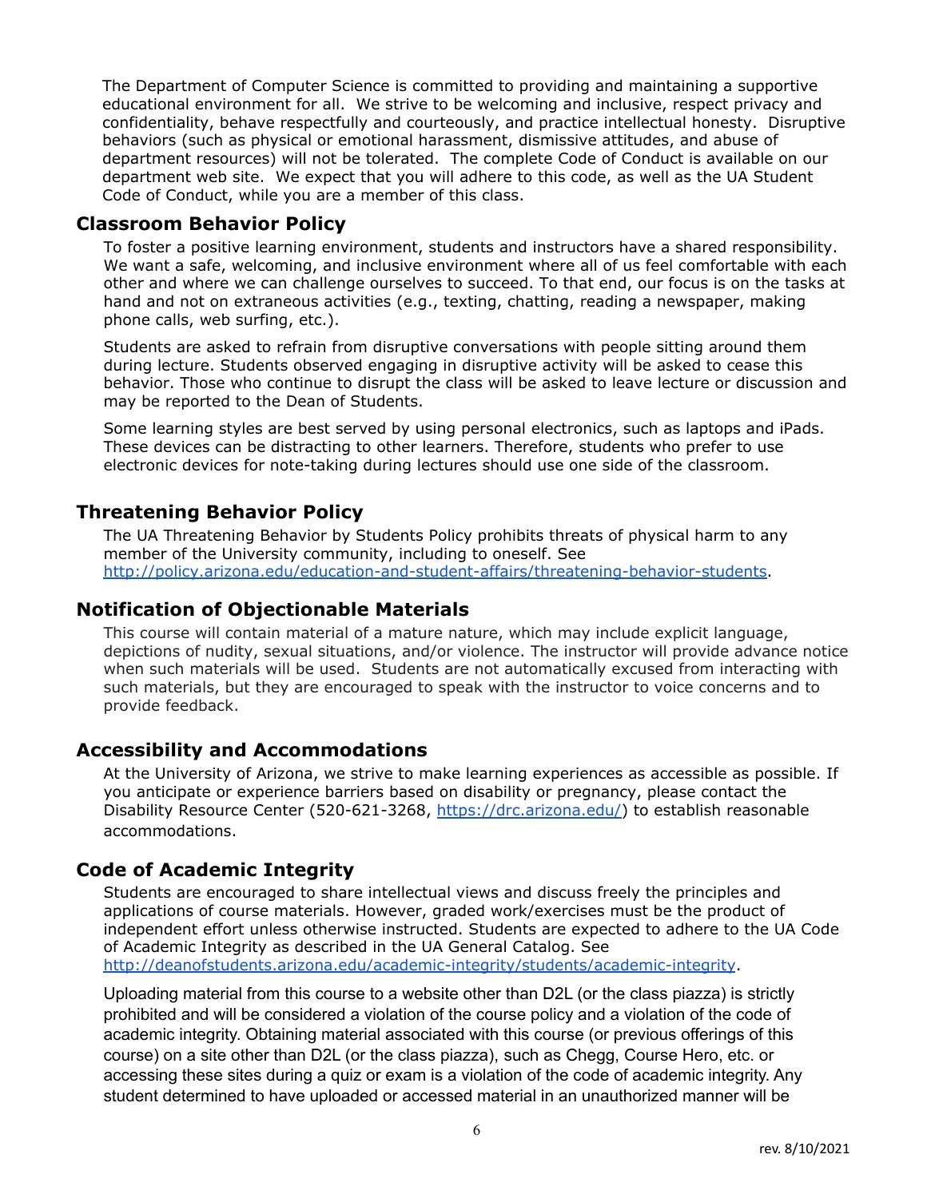The Department of Computer Science is committed to providing and maintaining a supportive educational environment for all. We strive to be welcoming and inclusive, respect privacy and confidentiality, behave respectfully and courteously, and practice intellectual honesty. Disruptive behaviors (such as physical or emotional harassment, dismissive attitudes, and abuse of department resources) will not be tolerated. The complete Code of Conduct is available on our department web site. We expect that you will adhere to this code, as well as the UA Student Code of Conduct, while you are a member of this class.

## Classroom Behavior Policy

To foster a positive learning environment, students and instructors have a shared responsibility. We want a safe, welcoming, and inclusive environment where all of us feel comfortable with each other and where we can challenge ourselves to succeed. To that end, our focus is on the tasks at hand and not on extraneous activities (e.g., texting, chatting, reading a newspaper, making phone calls, web surfing, etc.).

Students are asked to refrain from disruptive conversations with people sitting around them during lecture. Students observed engaging in disruptive activity will be asked to cease this behavior. Those who continue to disrupt the class will be asked to leave lecture or discussion and may be reported to the Dean of Students.

Some learning styles are best served by using personal electronics, such as laptops and iPads. These devices can be distracting to other learners. Therefore, students who prefer to use electronic devices for note-taking during lectures should use one side of the classroom.

## Threatening Behavior Policy

The UA Threatening Behavior by Students Policy prohibits threats of physical harm to any member of the University community, including to oneself. See http://policy.arizona.edu/education-and-student-affairs/threatening-behavior-students.

## Notification of Objectionable Materials

This course will contain material of a mature nature, which may include explicit language, depictions of nudity, sexual situations, and/or violence. The instructor will provide advance notice when such materials will be used. Students are not automatically excused from interacting with such materials, but they are encouraged to speak with the instructor to voice concerns and to provide feedback.

## Accessibility and Accommodations

At the University of Arizona, we strive to make learning experiences as accessible as possible. If you anticipate or experience barriers based on disability or pregnancy, please contact the Disability Resource Center (520-621-3268, https://drc.arizona.edu/) to establish reasonable accommodations.

## Code of Academic Integrity

Students are encouraged to share intellectual views and discuss freely the principles and applications of course materials. However, graded work/exercises must be the product of independent effort unless otherwise instructed. Students are expected to adhere to the UA Code of Academic Integrity as described in the UA General Catalog. See http://deanofstudents.arizona.edu/academic-integrity/students/academic-integrity.

Uploading material from this course to a website other than D2L (or the class piazza) is strictly prohibited and will be considered a violation of the course policy and a violation of the code of academic integrity. Obtaining material associated with this course (or previous offerings of this course) on a site other than D2L (or the class piazza), such as Chegg, Course Hero, etc. or accessing these sites during a quiz or exam is a violation of the code of academic integrity. Any student determined to have uploaded or accessed material in an unauthorized manner will be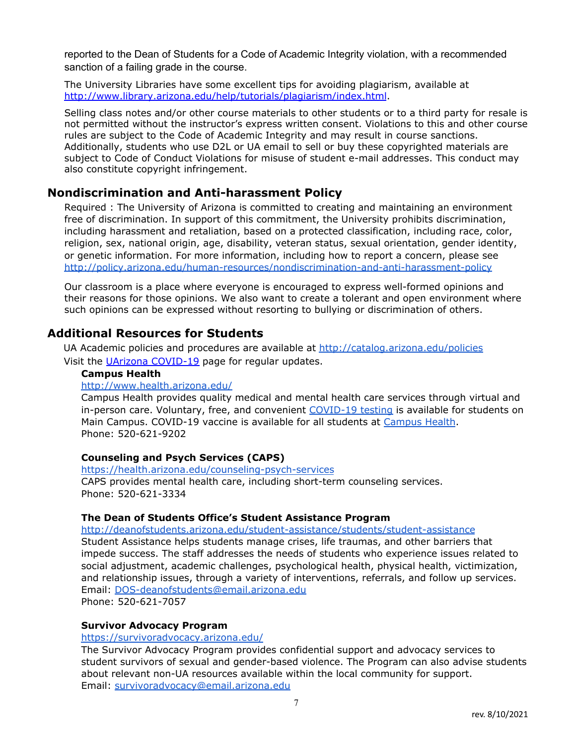reported to the Dean of Students for a Code of Academic Integrity violation, with a recommended sanction of a failing grade in the course.

The University Libraries have some excellent tips for avoiding plagiarism, available at http://www.library.arizona.edu/help/tutorials/plagiarism/index.html.

Selling class notes and/or other course materials to other students or to a third party for resale is not permitted without the instructor's express written consent. Violations to this and other course rules are subject to the Code of Academic Integrity and may result in course sanctions. Additionally, students who use D2L or UA email to sell or buy these copyrighted materials are subject to Code of Conduct Violations for misuse of student e-mail addresses. This conduct may also constitute copyright infringement.

## Nondiscrimination and Anti-harassment Policy

Required : The University of Arizona is committed to creating and maintaining an environment free of discrimination. In support of this commitment, the University prohibits discrimination, including harassment and retaliation, based on a protected classification, including race, color, religion, sex, national origin, age, disability, veteran status, sexual orientation, gender identity, or genetic information. For more information, including how to report a concern, please see http://policy.arizona.edu/human-resources/nondiscrimination-and-anti-harassment-policy

Our classroom is a place where everyone is encouraged to express well-formed opinions and their reasons for those opinions. We also want to create a tolerant and open environment where such opinions can be expressed without resorting to bullying or discrimination of others.

## Additional Resources for Students

UA Academic policies and procedures are available at http://catalog.arizona.edu/policies

Visit the UArizona COVID-19 page for regular updates.

**Campus Health**

http://www.health.arizona.edu/

Campus Health provides quality medical and mental health care services through virtual and in-person care. Voluntary, free, and convenient COVID-19 testing is available for students on Main Campus. COVID-19 vaccine is available for all students at Campus Health.

Phone: 520-621-9202

**Counseling and Psych Services (CAPS)**

https://health.arizona.edu/counseling-psych-services

CAPS provides mental health care, including short-term counseling services.

Phone: 520-621-3334

**The Dean of Students Office's Student Assistance Program**

http://deanofstudents.arizona.edu/student-assistance/students/student-assistance

Student Assistance helps students manage crises, life traumas, and other barriers that impede success. The staff addresses the needs of students who experience issues related to social adjustment, academic challenges, psychological health, physical health, victimization, and relationship issues, through a variety of interventions, referrals, and follow up services.

Email: DOS-deanofstudents@email.arizona.edu

Phone: 520-621-7057

**Survivor Advocacy Program**

https://survivoradvocacy.arizona.edu/

The Survivor Advocacy Program provides confidential support and advocacy services to student survivors of sexual and gender-based violence. The Program can also advise students about relevant non-UA resources available within the local community for support.

Email: survivoradvocacy@email.arizona.edu

rev. 8/10/2021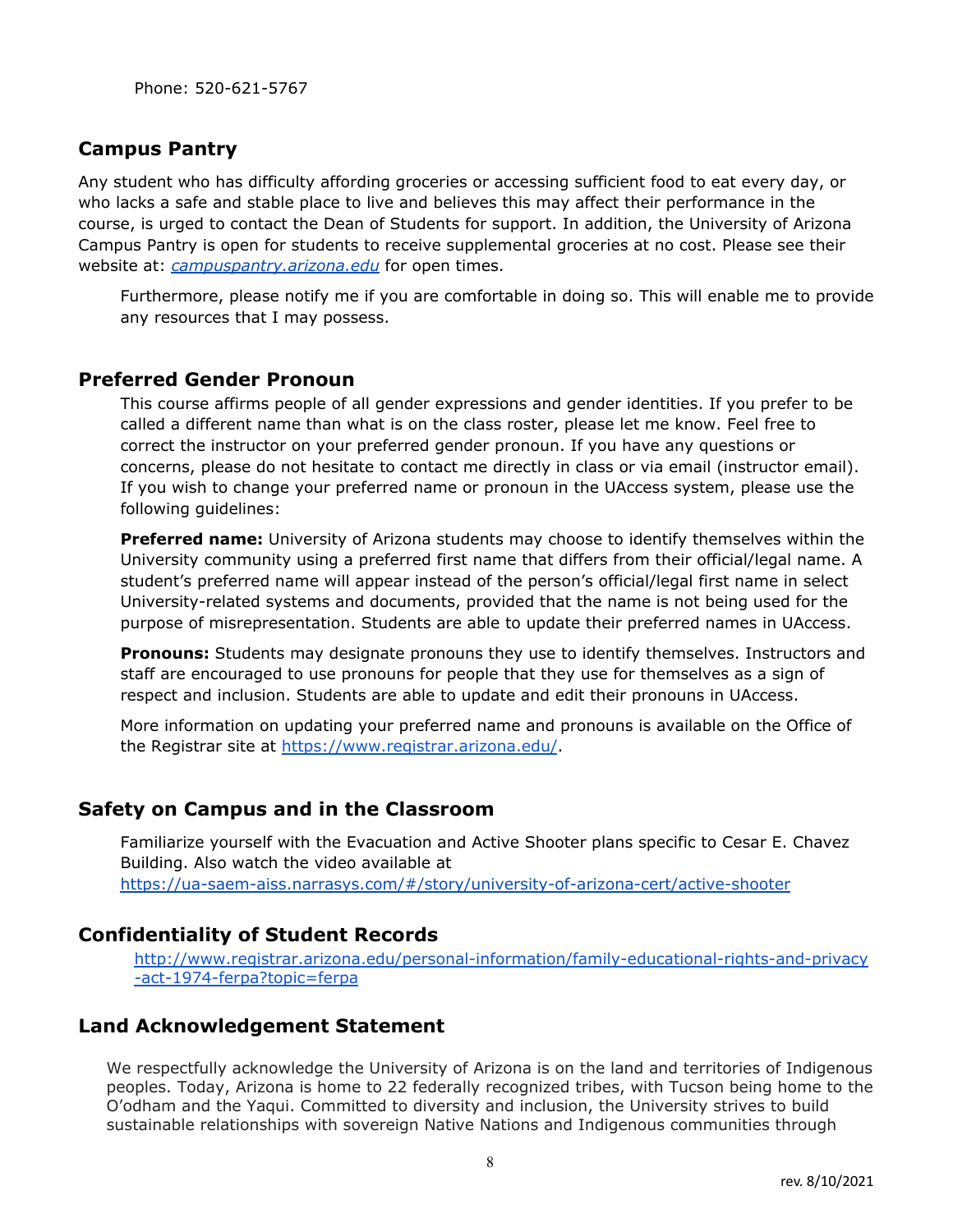Phone: 520-621-5767

## Campus Pantry

Any student who has difficulty affording groceries or accessing sufficient food to eat every day, or who lacks a safe and stable place to live and believes this may affect their performance in the course, is urged to contact the Dean of Students for support. In addition, the University of Arizona Campus Pantry is open for students to receive supplemental groceries at no cost. Please see their website at: *campuspantry.arizona.edu* for open times.

Furthermore, please notify me if you are comfortable in doing so. This will enable me to provide any resources that I may possess.

## Preferred Gender Pronoun

This course affirms people of all gender expressions and gender identities. If you prefer to be called a different name than what is on the class roster, please let me know. Feel free to correct the instructor on your preferred gender pronoun. If you have any questions or concerns, please do not hesitate to contact me directly in class or via email (instructor email). If you wish to change your preferred name or pronoun in the UAccess system, please use the following guidelines:

**Preferred name:** University of Arizona students may choose to identify themselves within the University community using a preferred first name that differs from their official/legal name. A student's preferred name will appear instead of the person's official/legal first name in select University-related systems and documents, provided that the name is not being used for the purpose of misrepresentation. Students are able to update their preferred names in UAccess.

**Pronouns:** Students may designate pronouns they use to identify themselves. Instructors and staff are encouraged to use pronouns for people that they use for themselves as a sign of respect and inclusion. Students are able to update and edit their pronouns in UAccess.

More information on updating your preferred name and pronouns is available on the Office of the Registrar site at https://www.registrar.arizona.edu/.

## Safety on Campus and in the Classroom

Familiarize yourself with the Evacuation and Active Shooter plans specific to Cesar E. Chavez Building. Also watch the video available at https://ua-saem-aiss.narrasys.com/#/story/university-of-arizona-cert/active-shooter

## Confidentiality of Student Records

http://www.registrar.arizona.edu/personal-information/family-educational-rights-and-privacy-act-1974-ferpa?topic=ferpa

## Land Acknowledgement Statement

We respectfully acknowledge the University of Arizona is on the land and territories of Indigenous peoples. Today, Arizona is home to 22 federally recognized tribes, with Tucson being home to the O'odham and the Yaqui. Committed to diversity and inclusion, the University strives to build sustainable relationships with sovereign Native Nations and Indigenous communities through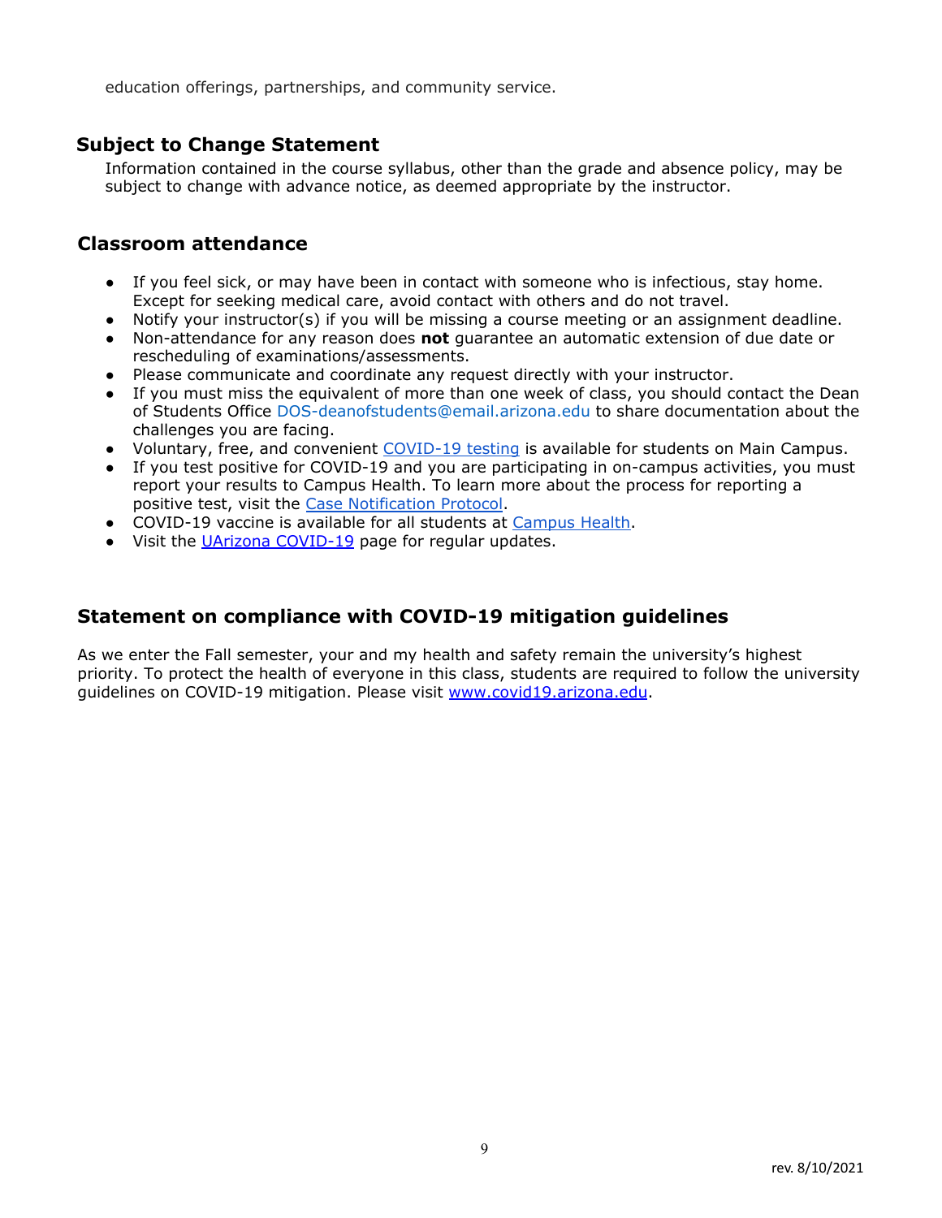education offerings, partnerships, and community service.

## Subject to Change Statement

Information contained in the course syllabus, other than the grade and absence policy, may be subject to change with advance notice, as deemed appropriate by the instructor.

## Classroom attendance

- If you feel sick, or may have been in contact with someone who is infectious, stay home. Except for seeking medical care, avoid contact with others and do not travel.
- Notify your instructor(s) if you will be missing a course meeting or an assignment deadline.
- Non-attendance for any reason does **not** guarantee an automatic extension of due date or rescheduling of examinations/assessments.
- Please communicate and coordinate any request directly with your instructor.
- If you must miss the equivalent of more than one week of class, you should contact the Dean of Students Office DOS-deanofstudents@email.arizona.edu to share documentation about the challenges you are facing.
- Voluntary, free, and convenient COVID-19 testing is available for students on Main Campus.
- If you test positive for COVID-19 and you are participating in on-campus activities, you must report your results to Campus Health. To learn more about the process for reporting a positive test, visit the Case Notification Protocol.
- COVID-19 vaccine is available for all students at Campus Health.
- Visit the UArizona COVID-19 page for regular updates.

## Statement on compliance with COVID-19 mitigation guidelines

As we enter the Fall semester, your and my health and safety remain the university's highest priority. To protect the health of everyone in this class, students are required to follow the university guidelines on COVID-19 mitigation. Please visit www.covid19.arizona.edu.

rev. 8/10/2021